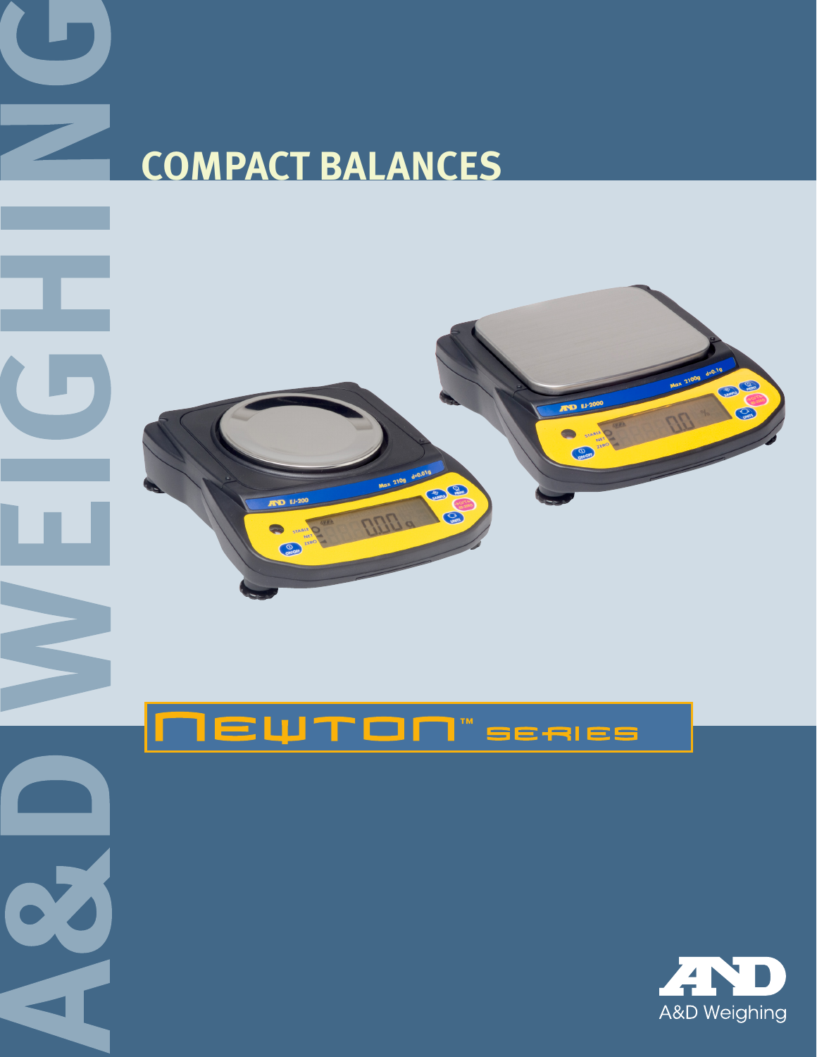A&D WEIGHING

# COMPACT BALANCES

NEWTON™ SERIES

A&D Weighing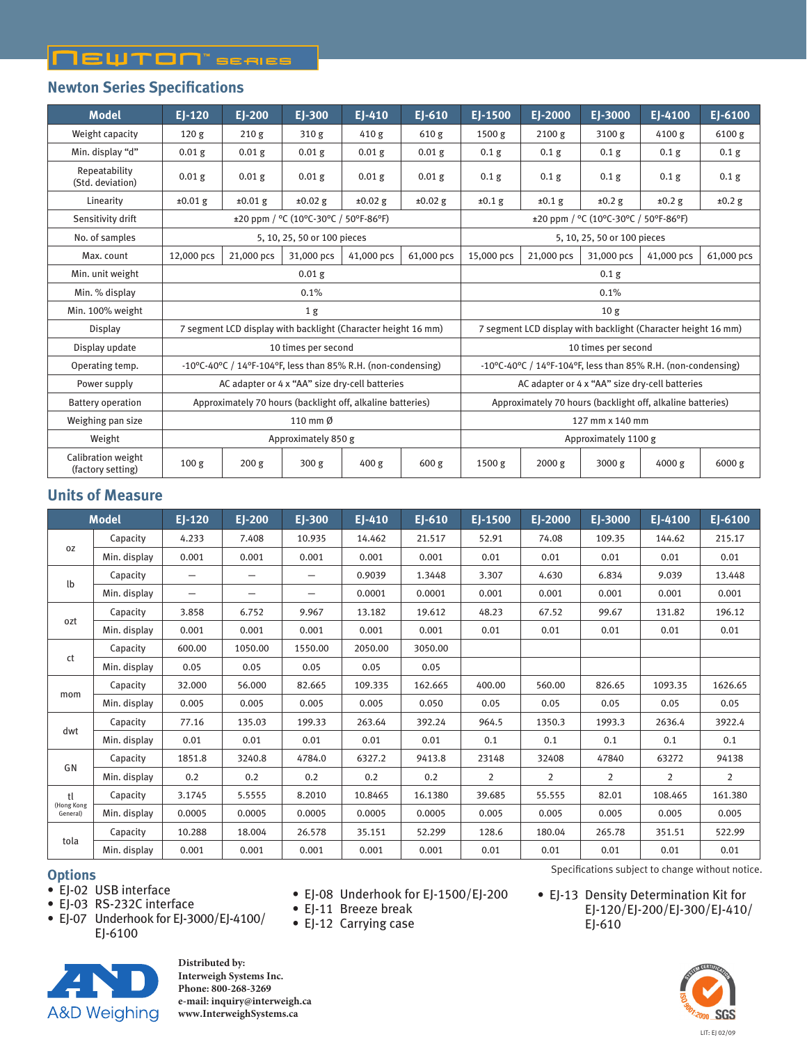# NEWTON™ SERIES

## Newton Series Specifications

| Model | EJ-120 | EJ-200 | EJ-300 | EJ-410 | EJ-610 | EJ-1500 | EJ-2000 | EJ-3000 | EJ-4100 | EJ-6100 |
|---|---|---|---|---|---|---|---|---|---|---|
| Weight capacity | 120 g | 210 g | 310 g | 410 g | 610 g | 1500 g | 2100 g | 3100 g | 4100 g | 6100 g |
| Min. display "d" | 0.01 g | 0.01 g | 0.01 g | 0.01 g | 0.01 g | 0.1 g | 0.1 g | 0.1 g | 0.1 g | 0.1 g |
| Repeatability (Std. deviation) | 0.01 g | 0.01 g | 0.01 g | 0.01 g | 0.01 g | 0.1 g | 0.1 g | 0.1 g | 0.1 g | 0.1 g |
| Linearity | ±0.01 g | ±0.01 g | ±0.02 g | ±0.02 g | ±0.02 g | ±0.1 g | ±0.1 g | ±0.2 g | ±0.2 g | ±0.2 g |
| Sensitivity drift | ±20 ppm / °C (10°C-30°C / 50°F-86°F) | | | | | ±20 ppm / °C (10°C-30°C / 50°F-86°F) | | | | |
| No. of samples | 5, 10, 25, 50 or 100 pieces | | | | | 5, 10, 25, 50 or 100 pieces | | | | |
| Max. count | 12,000 pcs | 21,000 pcs | 31,000 pcs | 41,000 pcs | 61,000 pcs | 15,000 pcs | 21,000 pcs | 31,000 pcs | 41,000 pcs | 61,000 pcs |
| Min. unit weight | 0.01 g | | | | | 0.1 g | | | | |
| Min. % display | 0.1% | | | | | 0.1% | | | | |
| Min. 100% weight | 1 g | | | | | 10 g | | | | |
| Display | 7 segment LCD display with backlight (Character height 16 mm) | | | | | 7 segment LCD display with backlight (Character height 16 mm) | | | | |
| Display update | 10 times per second | | | | | 10 times per second | | | | |
| Operating temp. | -10°C-40°C / 14°F-104°F, less than 85% R.H. (non-condensing) | | | | | -10°C-40°C / 14°F-104°F, less than 85% R.H. (non-condensing) | | | | |
| Power supply | AC adapter or 4 x "AA" size dry-cell batteries | | | | | AC adapter or 4 x "AA" size dry-cell batteries | | | | |
| Battery operation | Approximately 70 hours (backlight off, alkaline batteries) | | | | | Approximately 70 hours (backlight off, alkaline batteries) | | | | |
| Weighing pan size | 110 mm Ø | | | | | 127 mm x 140 mm | | | | |
| Weight | Approximately 850 g | | | | | Approximately 1100 g | | | | |
| Calibration weight (factory setting) | 100 g | 200 g | 300 g | 400 g | 600 g | 1500 g | 2000 g | 3000 g | 4000 g | 6000 g |

## Units of Measure

| Model | | EJ-120 | EJ-200 | EJ-300 | EJ-410 | EJ-610 | EJ-1500 | EJ-2000 | EJ-3000 | EJ-4100 | EJ-6100 |
|---|---|---|---|---|---|---|---|---|---|---|---|
| oz | Capacity | 4.233 | 7.408 | 10.935 | 14.462 | 21.517 | 52.91 | 74.08 | 109.35 | 144.62 | 215.17 |
| | Min. display | 0.001 | 0.001 | 0.001 | 0.001 | 0.001 | 0.01 | 0.01 | 0.01 | 0.01 | 0.01 |
| lb | Capacity | — | — | — | 0.9039 | 1.3448 | 3.307 | 4.630 | 6.834 | 9.039 | 13.448 |
| | Min. display | — | — | — | 0.0001 | 0.0001 | 0.001 | 0.001 | 0.001 | 0.001 | 0.001 |
| ozt | Capacity | 3.858 | 6.752 | 9.967 | 13.182 | 19.612 | 48.23 | 67.52 | 99.67 | 131.82 | 196.12 |
| | Min. display | 0.001 | 0.001 | 0.001 | 0.001 | 0.001 | 0.01 | 0.01 | 0.01 | 0.01 | 0.01 |
| ct | Capacity | 600.00 | 1050.00 | 1550.00 | 2050.00 | 3050.00 | | | | | |
| | Min. display | 0.05 | 0.05 | 0.05 | 0.05 | 0.05 | | | | | |
| mom | Capacity | 32.000 | 56.000 | 82.665 | 109.335 | 162.665 | 400.00 | 560.00 | 826.65 | 1093.35 | 1626.65 |
| | Min. display | 0.005 | 0.005 | 0.005 | 0.005 | 0.050 | 0.05 | 0.05 | 0.05 | 0.05 | 0.05 |
| dwt | Capacity | 77.16 | 135.03 | 199.33 | 263.64 | 392.24 | 964.5 | 1350.3 | 1993.3 | 2636.4 | 3922.4 |
| | Min. display | 0.01 | 0.01 | 0.01 | 0.01 | 0.01 | 0.1 | 0.1 | 0.1 | 0.1 | 0.1 |
| GN | Capacity | 1851.8 | 3240.8 | 4784.0 | 6327.2 | 9413.8 | 23148 | 32408 | 47840 | 63272 | 94138 |
| | Min. display | 0.2 | 0.2 | 0.2 | 0.2 | 0.2 | 2 | 2 | 2 | 2 | 2 |
| tl (Hong Kong General) | Capacity | 3.1745 | 5.5555 | 8.2010 | 10.8465 | 16.1380 | 39.685 | 55.555 | 82.01 | 108.465 | 161.380 |
| | Min. display | 0.0005 | 0.0005 | 0.0005 | 0.0005 | 0.0005 | 0.005 | 0.005 | 0.005 | 0.005 | 0.005 |
| tola | Capacity | 10.288 | 18.004 | 26.578 | 35.151 | 52.299 | 128.6 | 180.04 | 265.78 | 351.51 | 522.99 |
| | Min. display | 0.001 | 0.001 | 0.001 | 0.001 | 0.001 | 0.01 | 0.01 | 0.01 | 0.01 | 0.01 |

Specifications subject to change without notice.

## Options

- EJ-02 USB interface
- EJ-03 RS-232C interface
- EJ-07 Underhook for EJ-3000/EJ-4100/EJ-6100
- EJ-08 Underhook for EJ-1500/EJ-200
- EJ-11 Breeze break
- EJ-12 Carrying case
- EJ-13 Density Determination Kit for EJ-120/EJ-200/EJ-300/EJ-410/EJ-610

A&D Weighing

**Distributed by:**
**Interweigh Systems Inc.**
**Phone: 800-268-3269**
**e-mail: inquiry@interweigh.ca**
**www.InterweighSystems.ca**

LIT: EJ 02/09